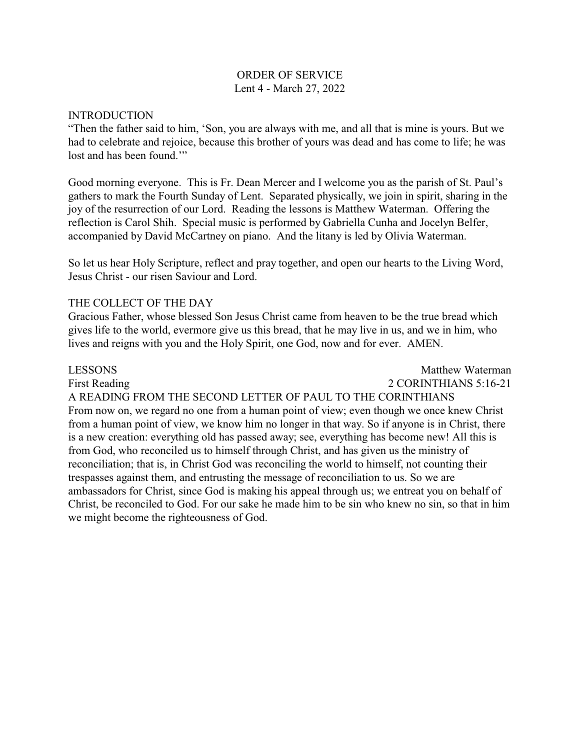# ORDER OF SERVICE
Lent 4 - March 27, 2022

## INTRODUCTION

"Then the father said to him, 'Son, you are always with me, and all that is mine is yours. But we had to celebrate and rejoice, because this brother of yours was dead and has come to life; he was lost and has been found.'"

Good morning everyone. This is Fr. Dean Mercer and I welcome you as the parish of St. Paul's gathers to mark the Fourth Sunday of Lent. Separated physically, we join in spirit, sharing in the joy of the resurrection of our Lord. Reading the lessons is Matthew Waterman. Offering the reflection is Carol Shih. Special music is performed by Gabriella Cunha and Jocelyn Belfer, accompanied by David McCartney on piano. And the litany is led by Olivia Waterman.

So let us hear Holy Scripture, reflect and pray together, and open our hearts to the Living Word, Jesus Christ - our risen Saviour and Lord.

## THE COLLECT OF THE DAY

Gracious Father, whose blessed Son Jesus Christ came from heaven to be the true bread which gives life to the world, evermore give us this bread, that he may live in us, and we in him, who lives and reigns with you and the Holy Spirit, one God, now and for ever. AMEN.

## LESSONS — Matthew Waterman

First Reading — 2 CORINTHIANS 5:16-21

A READING FROM THE SECOND LETTER OF PAUL TO THE CORINTHIANS

From now on, we regard no one from a human point of view; even though we once knew Christ from a human point of view, we know him no longer in that way. So if anyone is in Christ, there is a new creation: everything old has passed away; see, everything has become new! All this is from God, who reconciled us to himself through Christ, and has given us the ministry of reconciliation; that is, in Christ God was reconciling the world to himself, not counting their trespasses against them, and entrusting the message of reconciliation to us. So we are ambassadors for Christ, since God is making his appeal through us; we entreat you on behalf of Christ, be reconciled to God. For our sake he made him to be sin who knew no sin, so that in him we might become the righteousness of God.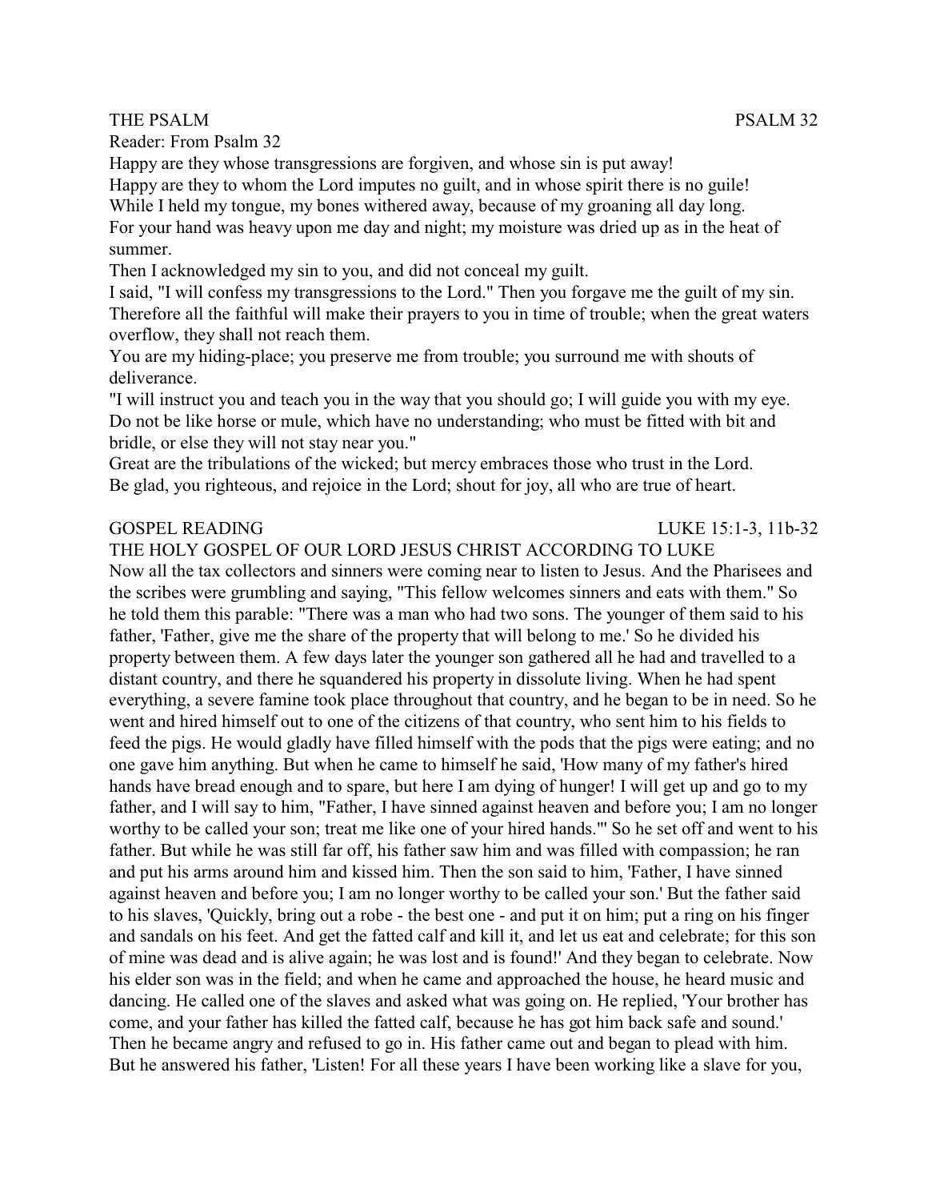## THE PSALM PSALM 32

Reader: From Psalm 32

Happy are they whose transgressions are forgiven, and whose sin is put away!

Happy are they to whom the Lord imputes no guilt, and in whose spirit there is no guile!

While I held my tongue, my bones withered away, because of my groaning all day long.

For your hand was heavy upon me day and night; my moisture was dried up as in the heat of summer.

Then I acknowledged my sin to you, and did not conceal my guilt.

I said, "I will confess my transgressions to the Lord." Then you forgave me the guilt of my sin.

Therefore all the faithful will make their prayers to you in time of trouble; when the great waters overflow, they shall not reach them.

You are my hiding-place; you preserve me from trouble; you surround me with shouts of deliverance.

"I will instruct you and teach you in the way that you should go; I will guide you with my eye. Do not be like horse or mule, which have no understanding; who must be fitted with bit and bridle, or else they will not stay near you."

Great are the tribulations of the wicked; but mercy embraces those who trust in the Lord.

Be glad, you righteous, and rejoice in the Lord; shout for joy, all who are true of heart.

## GOSPEL READING LUKE 15:1-3, 11b-32

THE HOLY GOSPEL OF OUR LORD JESUS CHRIST ACCORDING TO LUKE

Now all the tax collectors and sinners were coming near to listen to Jesus. And the Pharisees and the scribes were grumbling and saying, "This fellow welcomes sinners and eats with them." So he told them this parable: "There was a man who had two sons. The younger of them said to his father, 'Father, give me the share of the property that will belong to me.' So he divided his property between them. A few days later the younger son gathered all he had and travelled to a distant country, and there he squandered his property in dissolute living. When he had spent everything, a severe famine took place throughout that country, and he began to be in need. So he went and hired himself out to one of the citizens of that country, who sent him to his fields to feed the pigs. He would gladly have filled himself with the pods that the pigs were eating; and no one gave him anything. But when he came to himself he said, 'How many of my father's hired hands have bread enough and to spare, but here I am dying of hunger! I will get up and go to my father, and I will say to him, "Father, I have sinned against heaven and before you; I am no longer worthy to be called your son; treat me like one of your hired hands."' So he set off and went to his father. But while he was still far off, his father saw him and was filled with compassion; he ran and put his arms around him and kissed him. Then the son said to him, 'Father, I have sinned against heaven and before you; I am no longer worthy to be called your son.' But the father said to his slaves, 'Quickly, bring out a robe - the best one - and put it on him; put a ring on his finger and sandals on his feet. And get the fatted calf and kill it, and let us eat and celebrate; for this son of mine was dead and is alive again; he was lost and is found!' And they began to celebrate. Now his elder son was in the field; and when he came and approached the house, he heard music and dancing. He called one of the slaves and asked what was going on. He replied, 'Your brother has come, and your father has killed the fatted calf, because he has got him back safe and sound.' Then he became angry and refused to go in. His father came out and began to plead with him. But he answered his father, 'Listen! For all these years I have been working like a slave for you,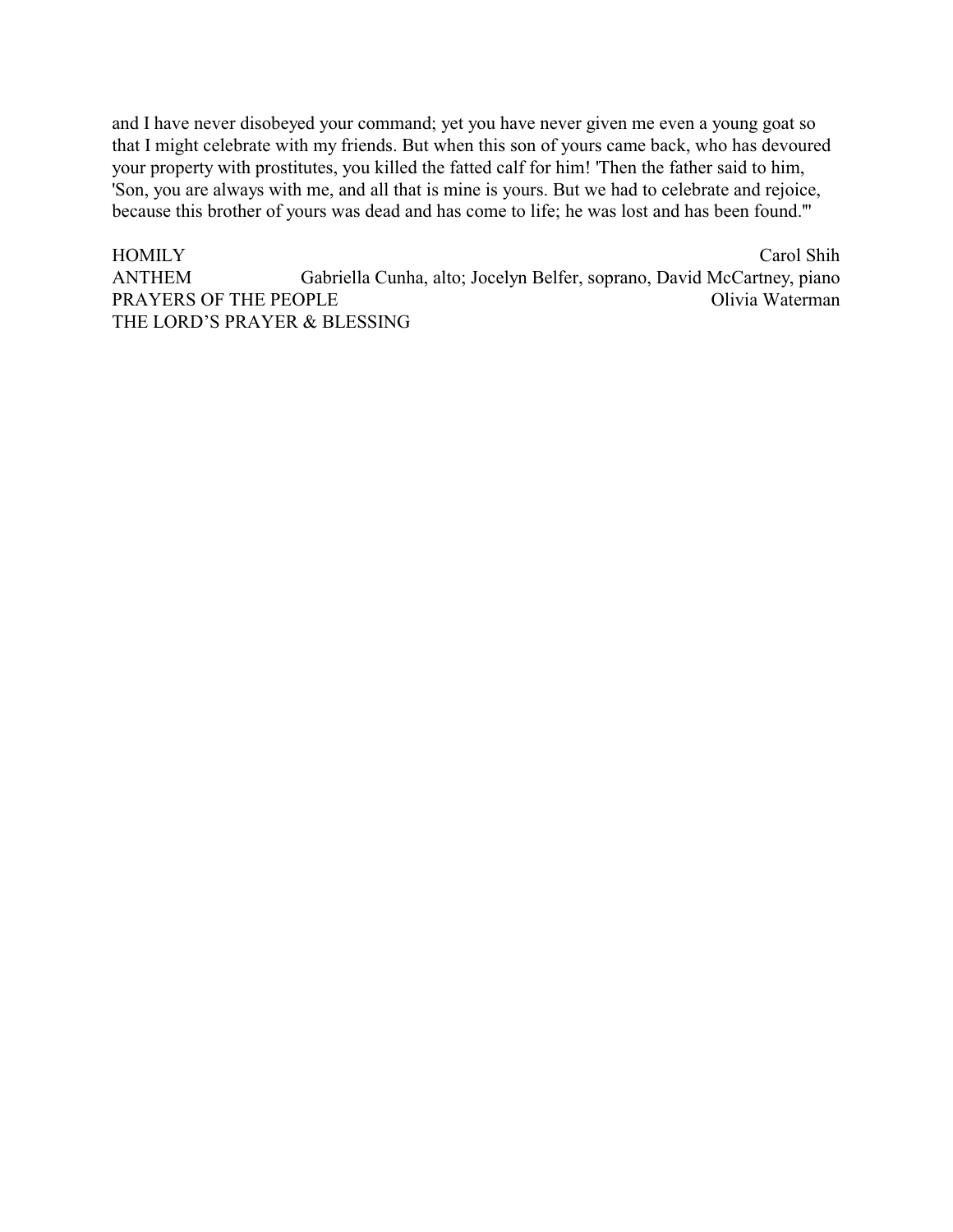and I have never disobeyed your command; yet you have never given me even a young goat so that I might celebrate with my friends. But when this son of yours came back, who has devoured your property with prostitutes, you killed the fatted calf for him! 'Then the father said to him, 'Son, you are always with me, and all that is mine is yours. But we had to celebrate and rejoice, because this brother of yours was dead and has come to life; he was lost and has been found.'"

HOMILY — Carol Shih  
ANTHEM — Gabriella Cunha, alto; Jocelyn Belfer, soprano, David McCartney, piano  
PRAYERS OF THE PEOPLE — Olivia Waterman  
THE LORD'S PRAYER & BLESSING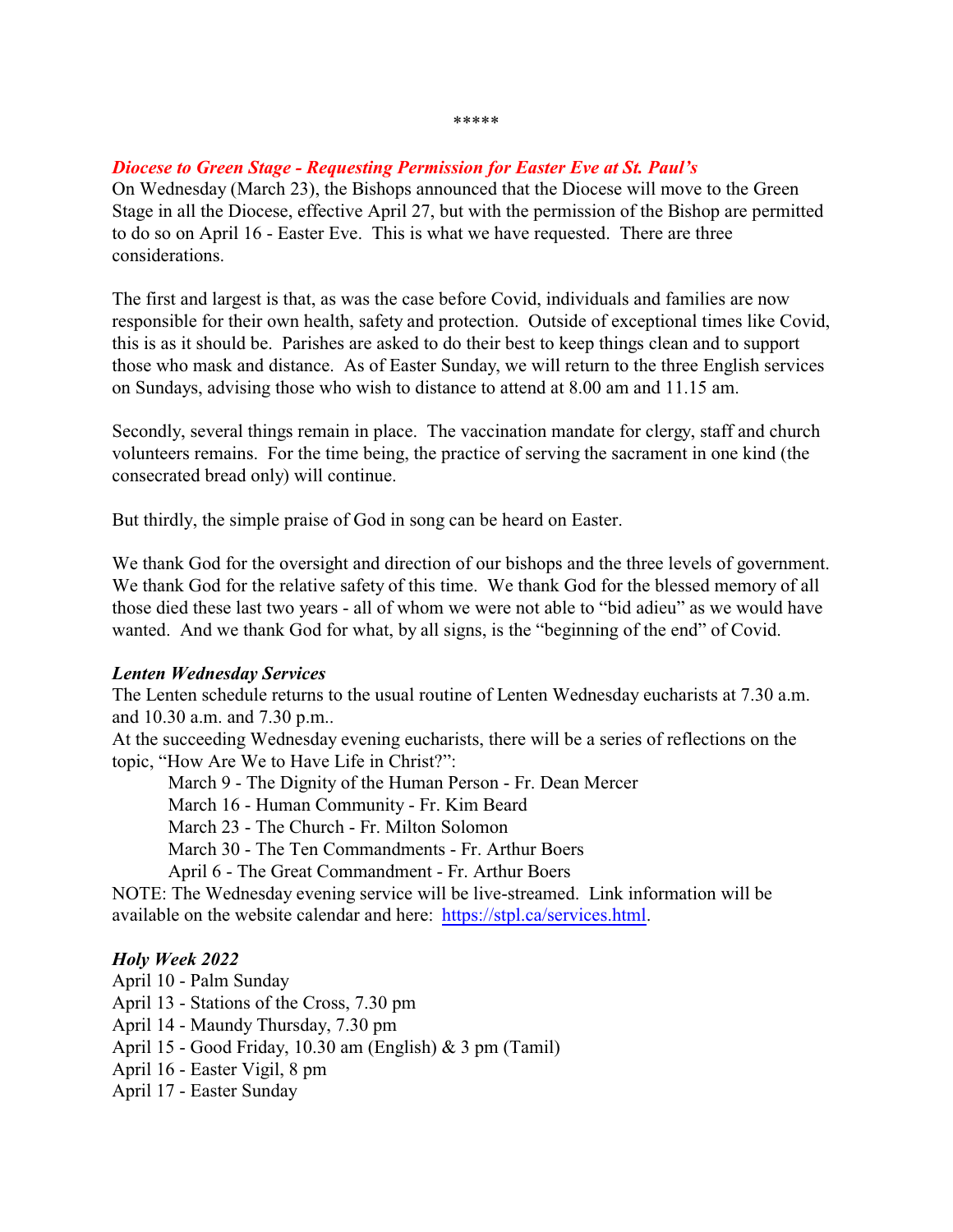*****

***Diocese to Green Stage - Requesting Permission for Easter Eve at St. Paul's***

On Wednesday (March 23), the Bishops announced that the Diocese will move to the Green Stage in all the Diocese, effective April 27, but with the permission of the Bishop are permitted to do so on April 16 - Easter Eve. This is what we have requested. There are three considerations.

The first and largest is that, as was the case before Covid, individuals and families are now responsible for their own health, safety and protection. Outside of exceptional times like Covid, this is as it should be. Parishes are asked to do their best to keep things clean and to support those who mask and distance. As of Easter Sunday, we will return to the three English services on Sundays, advising those who wish to distance to attend at 8.00 am and 11.15 am.

Secondly, several things remain in place. The vaccination mandate for clergy, staff and church volunteers remains. For the time being, the practice of serving the sacrament in one kind (the consecrated bread only) will continue.

But thirdly, the simple praise of God in song can be heard on Easter.

We thank God for the oversight and direction of our bishops and the three levels of government. We thank God for the relative safety of this time. We thank God for the blessed memory of all those died these last two years - all of whom we were not able to "bid adieu" as we would have wanted. And we thank God for what, by all signs, is the "beginning of the end" of Covid.

***Lenten Wednesday Services***

The Lenten schedule returns to the usual routine of Lenten Wednesday eucharists at 7.30 a.m. and 10.30 a.m. and 7.30 p.m..

At the succeeding Wednesday evening eucharists, there will be a series of reflections on the topic, "How Are We to Have Life in Christ?":

March 9 - The Dignity of the Human Person - Fr. Dean Mercer
March 16 - Human Community - Fr. Kim Beard
March 23 - The Church - Fr. Milton Solomon
March 30 - The Ten Commandments - Fr. Arthur Boers
April 6 - The Great Commandment - Fr. Arthur Boers

NOTE: The Wednesday evening service will be live-streamed. Link information will be available on the website calendar and here: https://stpl.ca/services.html.

***Holy Week 2022***

April 10 - Palm Sunday
April 13 - Stations of the Cross, 7.30 pm
April 14 - Maundy Thursday, 7.30 pm
April 15 - Good Friday, 10.30 am (English) & 3 pm (Tamil)
April 16 - Easter Vigil, 8 pm
April 17 - Easter Sunday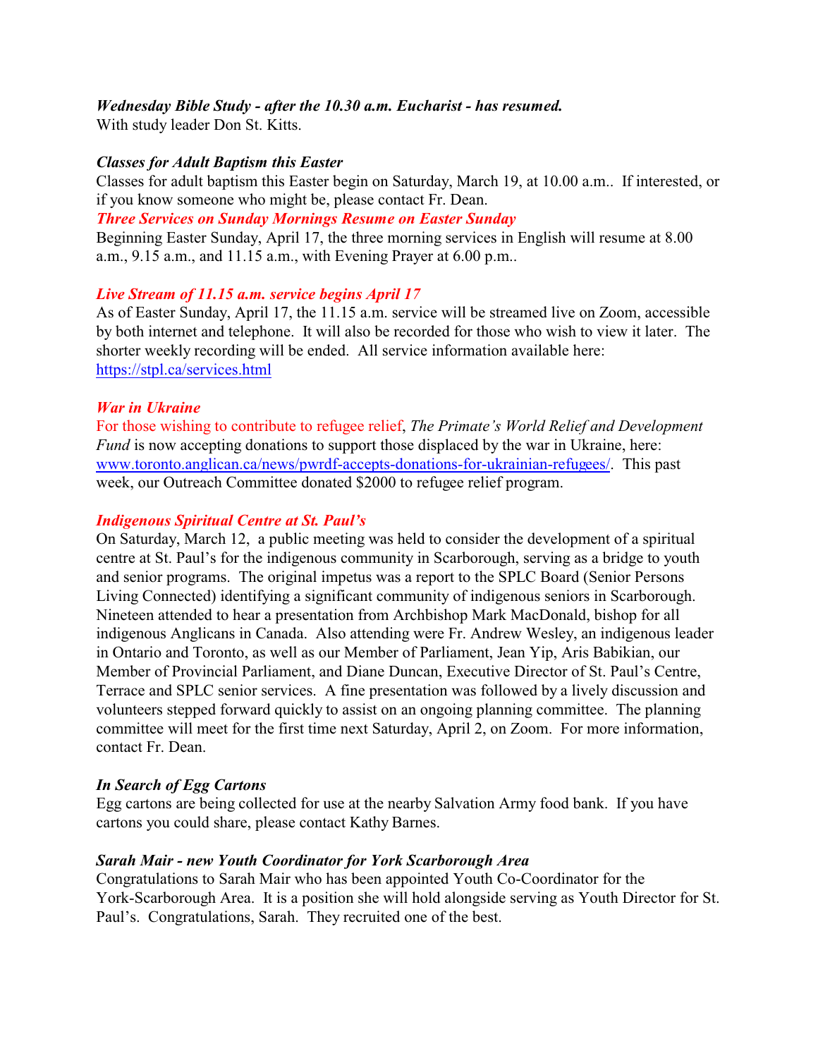***Wednesday Bible Study - after the 10.30 a.m. Eucharist - has resumed.***
With study leader Don St. Kitts.

***Classes for Adult Baptism this Easter***
Classes for adult baptism this Easter begin on Saturday, March 19, at 10.00 a.m.. If interested, or if you know someone who might be, please contact Fr. Dean.

***Three Services on Sunday Mornings Resume on Easter Sunday***
Beginning Easter Sunday, April 17, the three morning services in English will resume at 8.00 a.m., 9.15 a.m., and 11.15 a.m., with Evening Prayer at 6.00 p.m..

***Live Stream of 11.15 a.m. service begins April 17***
As of Easter Sunday, April 17, the 11.15 a.m. service will be streamed live on Zoom, accessible by both internet and telephone. It will also be recorded for those who wish to view it later. The shorter weekly recording will be ended. All service information available here: https://stpl.ca/services.html

***War in Ukraine***
For those wishing to contribute to refugee relief, *The Primate's World Relief and Development Fund* is now accepting donations to support those displaced by the war in Ukraine, here: www.toronto.anglican.ca/news/pwrdf-accepts-donations-for-ukrainian-refugees/. This past week, our Outreach Committee donated $2000 to refugee relief program.

***Indigenous Spiritual Centre at St. Paul's***
On Saturday, March 12, a public meeting was held to consider the development of a spiritual centre at St. Paul's for the indigenous community in Scarborough, serving as a bridge to youth and senior programs. The original impetus was a report to the SPLC Board (Senior Persons Living Connected) identifying a significant community of indigenous seniors in Scarborough. Nineteen attended to hear a presentation from Archbishop Mark MacDonald, bishop for all indigenous Anglicans in Canada. Also attending were Fr. Andrew Wesley, an indigenous leader in Ontario and Toronto, as well as our Member of Parliament, Jean Yip, Aris Babikian, our Member of Provincial Parliament, and Diane Duncan, Executive Director of St. Paul's Centre, Terrace and SPLC senior services. A fine presentation was followed by a lively discussion and volunteers stepped forward quickly to assist on an ongoing planning committee. The planning committee will meet for the first time next Saturday, April 2, on Zoom. For more information, contact Fr. Dean.

***In Search of Egg Cartons***
Egg cartons are being collected for use at the nearby Salvation Army food bank. If you have cartons you could share, please contact Kathy Barnes.

***Sarah Mair - new Youth Coordinator for York Scarborough Area***
Congratulations to Sarah Mair who has been appointed Youth Co-Coordinator for the York-Scarborough Area. It is a position she will hold alongside serving as Youth Director for St. Paul's. Congratulations, Sarah. They recruited one of the best.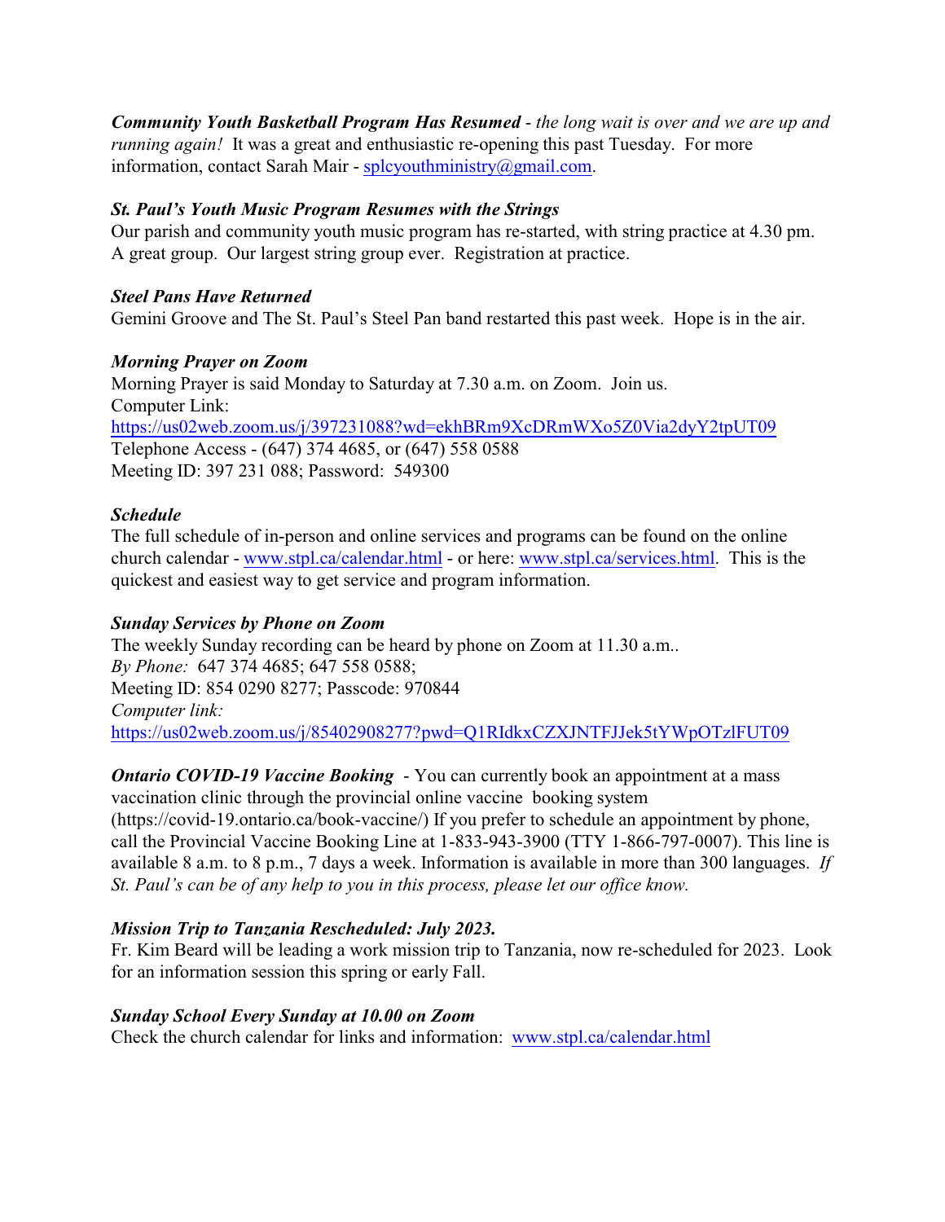***Community Youth Basketball Program Has Resumed*** - *the long wait is over and we are up and running again!* It was a great and enthusiastic re-opening this past Tuesday. For more information, contact Sarah Mair - splcyouthministry@gmail.com.

***St. Paul's Youth Music Program Resumes with the Strings***

Our parish and community youth music program has re-started, with string practice at 4.30 pm. A great group. Our largest string group ever. Registration at practice.

***Steel Pans Have Returned***

Gemini Groove and The St. Paul's Steel Pan band restarted this past week. Hope is in the air.

***Morning Prayer on Zoom***

Morning Prayer is said Monday to Saturday at 7.30 a.m. on Zoom. Join us.
Computer Link:
https://us02web.zoom.us/j/397231088?wd=ekhBRm9XcDRmWXo5Z0Via2dyY2tpUT09
Telephone Access - (647) 374 4685, or (647) 558 0588
Meeting ID: 397 231 088; Password: 549300

***Schedule***

The full schedule of in-person and online services and programs can be found on the online church calendar - www.stpl.ca/calendar.html - or here: www.stpl.ca/services.html. This is the quickest and easiest way to get service and program information.

***Sunday Services by Phone on Zoom***

The weekly Sunday recording can be heard by phone on Zoom at 11.30 a.m..
*By Phone:* 647 374 4685; 647 558 0588;
Meeting ID: 854 0290 8277; Passcode: 970844
*Computer link:*
https://us02web.zoom.us/j/85402908277?pwd=Q1RIdkxCZXJNTFJJek5tYWpOTzlFUT09

***Ontario COVID-19 Vaccine Booking*** - You can currently book an appointment at a mass vaccination clinic through the provincial online vaccine booking system (https://covid-19.ontario.ca/book-vaccine/) If you prefer to schedule an appointment by phone, call the Provincial Vaccine Booking Line at 1-833-943-3900 (TTY 1-866-797-0007). This line is available 8 a.m. to 8 p.m., 7 days a week. Information is available in more than 300 languages. *If St. Paul's can be of any help to you in this process, please let our office know.*

***Mission Trip to Tanzania Rescheduled: July 2023.***

Fr. Kim Beard will be leading a work mission trip to Tanzania, now re-scheduled for 2023. Look for an information session this spring or early Fall.

***Sunday School Every Sunday at 10.00 on Zoom***

Check the church calendar for links and information: www.stpl.ca/calendar.html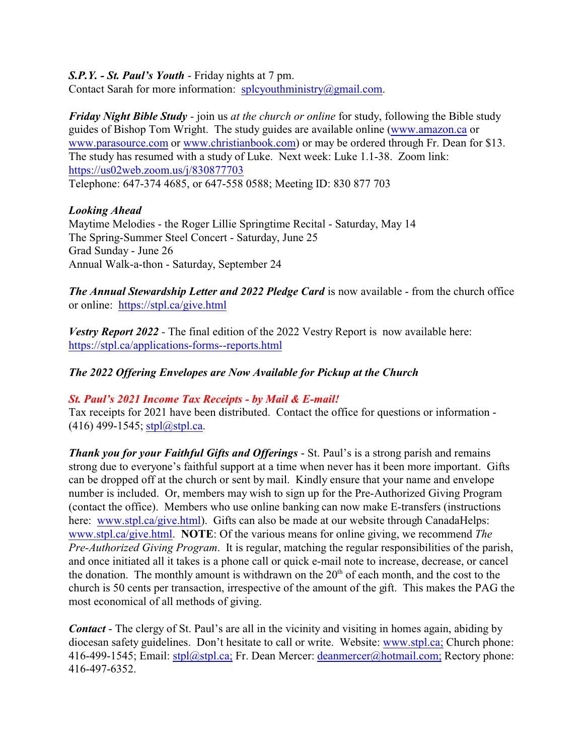***S.P.Y. - St. Paul's Youth*** - Friday nights at 7 pm.
Contact Sarah for more information: splcyouthministry@gmail.com.

***Friday Night Bible Study*** - join us *at the church or online* for study, following the Bible study guides of Bishop Tom Wright. The study guides are available online (www.amazon.ca or www.parasource.com or www.christianbook.com) or may be ordered through Fr. Dean for $13. The study has resumed with a study of Luke. Next week: Luke 1.1-38. Zoom link: https://us02web.zoom.us/j/830877703
Telephone: 647-374 4685, or 647-558 0588; Meeting ID: 830 877 703

***Looking Ahead***
Maytime Melodies - the Roger Lillie Springtime Recital - Saturday, May 14
The Spring-Summer Steel Concert - Saturday, June 25
Grad Sunday - June 26
Annual Walk-a-thon - Saturday, September 24

***The Annual Stewardship Letter and 2022 Pledge Card*** is now available - from the church office or online: https://stpl.ca/give.html

***Vestry Report 2022*** - The final edition of the 2022 Vestry Report is now available here: https://stpl.ca/applications-forms--reports.html

***The 2022 Offering Envelopes are Now Available for Pickup at the Church***

***St. Paul's 2021 Income Tax Receipts - by Mail & E-mail!***
Tax receipts for 2021 have been distributed. Contact the office for questions or information - (416) 499-1545; stpl@stpl.ca.

***Thank you for your Faithful Gifts and Offerings*** - St. Paul's is a strong parish and remains strong due to everyone's faithful support at a time when never has it been more important. Gifts can be dropped off at the church or sent by mail. Kindly ensure that your name and envelope number is included. Or, members may wish to sign up for the Pre-Authorized Giving Program (contact the office). Members who use online banking can now make E-transfers (instructions here: www.stpl.ca/give.html). Gifts can also be made at our website through CanadaHelps: www.stpl.ca/give.html. **NOTE**: Of the various means for online giving, we recommend *The Pre-Authorized Giving Program*. It is regular, matching the regular responsibilities of the parish, and once initiated all it takes is a phone call or quick e-mail note to increase, decrease, or cancel the donation. The monthly amount is withdrawn on the 20th of each month, and the cost to the church is 50 cents per transaction, irrespective of the amount of the gift. This makes the PAG the most economical of all methods of giving.

***Contact*** - The clergy of St. Paul's are all in the vicinity and visiting in homes again, abiding by diocesan safety guidelines. Don't hesitate to call or write. Website: www.stpl.ca; Church phone: 416-499-1545; Email: stpl@stpl.ca; Fr. Dean Mercer: deanmercer@hotmail.com; Rectory phone: 416-497-6352.